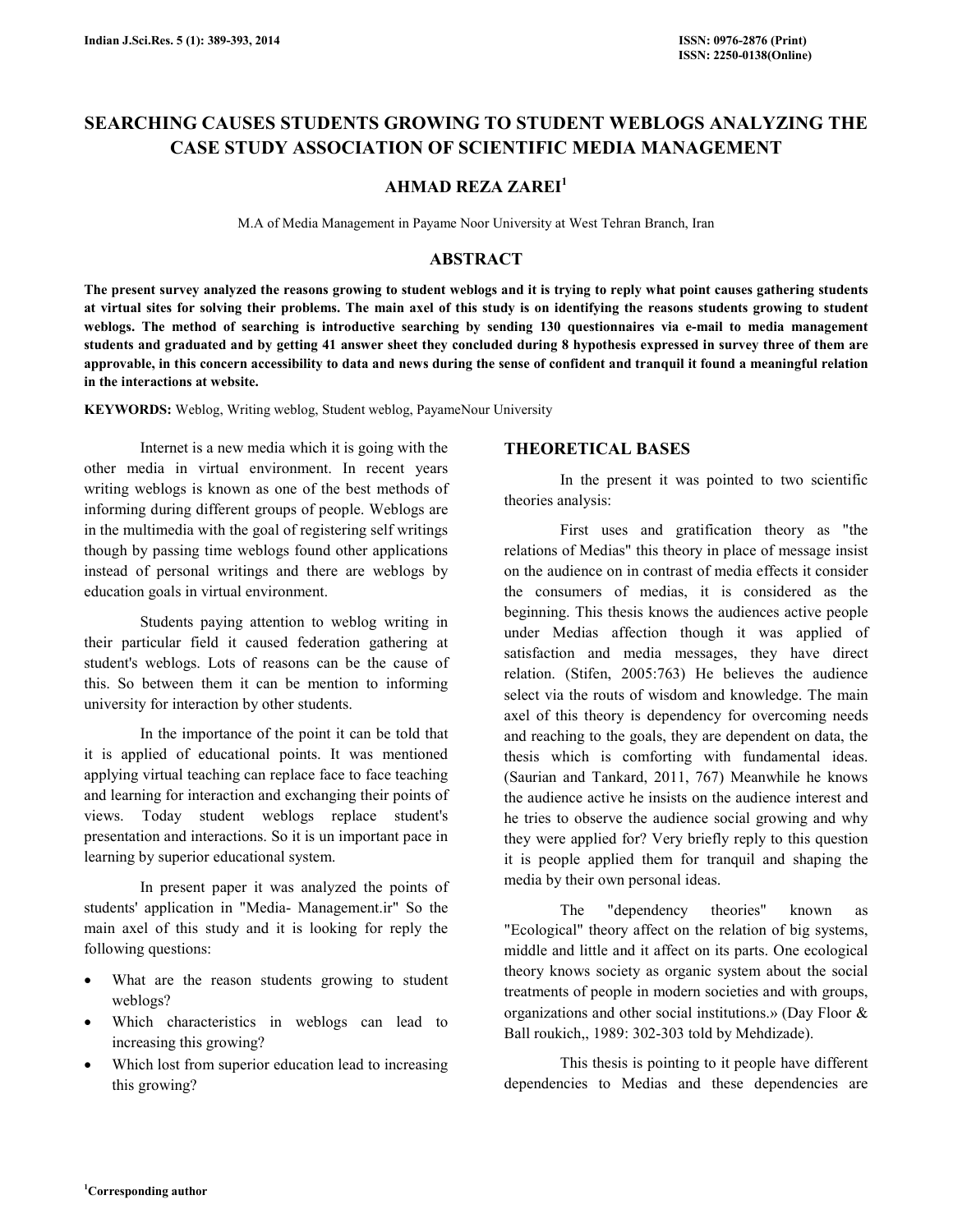# SEARCHING CAUSES STUDENTS GROWING TO STUDENT WEBLOGS ANALYZING THE CASE STUDY ASSOCIATION OF SCIENTIFIC MEDIA MANAGEMENT

**AHMAD REZA ZAREI[1]**

M.A of Media Management in Payame Noor University at West Tehran Branch, Iran

## ABSTRACT

**The present survey analyzed the reasons growing to student weblogs and it is trying to reply what point causes gathering students at virtual sites for solving their problems. The main axel of this study is on identifying the reasons students growing to student weblogs. The method of searching is introductive searching by sending 130 questionnaires via e-mail to media management students and graduated and by getting 41 answer sheet they concluded during 8 hypothesis expressed in survey three of them are approvable, in this concern accessibility to data and news during the sense of confident and tranquil it found a meaningful relation in the interactions at website.**

**KEYWORDS:** Weblog, Writing weblog, Student weblog, PayameNour University

Internet is a new media which it is going with the other media in virtual environment. In recent years writing weblogs is known as one of the best methods of informing during different groups of people. Weblogs are in the multimedia with the goal of registering self writings though by passing time weblogs found other applications instead of personal writings and there are weblogs by education goals in virtual environment.

Students paying attention to weblog writing in their particular field it caused federation gathering at student's weblogs. Lots of reasons can be the cause of this. So between them it can be mention to informing university for interaction by other students.

In the importance of the point it can be told that it is applied of educational points. It was mentioned applying virtual teaching can replace face to face teaching and learning for interaction and exchanging their points of views. Today student weblogs replace student's presentation and interactions. So it is un important pace in learning by superior educational system.

In present paper it was analyzed the points of students' application in "Media- Management.ir" So the main axel of this study and it is looking for reply the following questions:

- What are the reason students growing to student weblogs?
- Which characteristics in weblogs can lead to increasing this growing?
- Which lost from superior education lead to increasing this growing?

## THEORETICAL BASES

In the present it was pointed to two scientific theories analysis:

First uses and gratification theory as "the relations of Medias" this theory in place of message insist on the audience on in contrast of media effects it consider the consumers of medias, it is considered as the beginning. This thesis knows the audiences active people under Medias affection though it was applied of satisfaction and media messages, they have direct relation. (Stifen, 2005:763) He believes the audience select via the routs of wisdom and knowledge. The main axel of this theory is dependency for overcoming needs and reaching to the goals, they are dependent on data, the thesis which is comforting with fundamental ideas. (Saurian and Tankard, 2011, 767) Meanwhile he knows the audience active he insists on the audience interest and he tries to observe the audience social growing and why they were applied for? Very briefly reply to this question it is people applied them for tranquil and shaping the media by their own personal ideas.

The "dependency theories" known as "Ecological" theory affect on the relation of big systems, middle and little and it affect on its parts. One ecological theory knows society as organic system about the social treatments of people in modern societies and with groups, organizations and other social institutions.» (Day Floor & Ball roukich,, 1989: 302-303 told by Mehdizade).

This thesis is pointing to it people have different dependencies to Medias and these dependencies are

[1]Corresponding author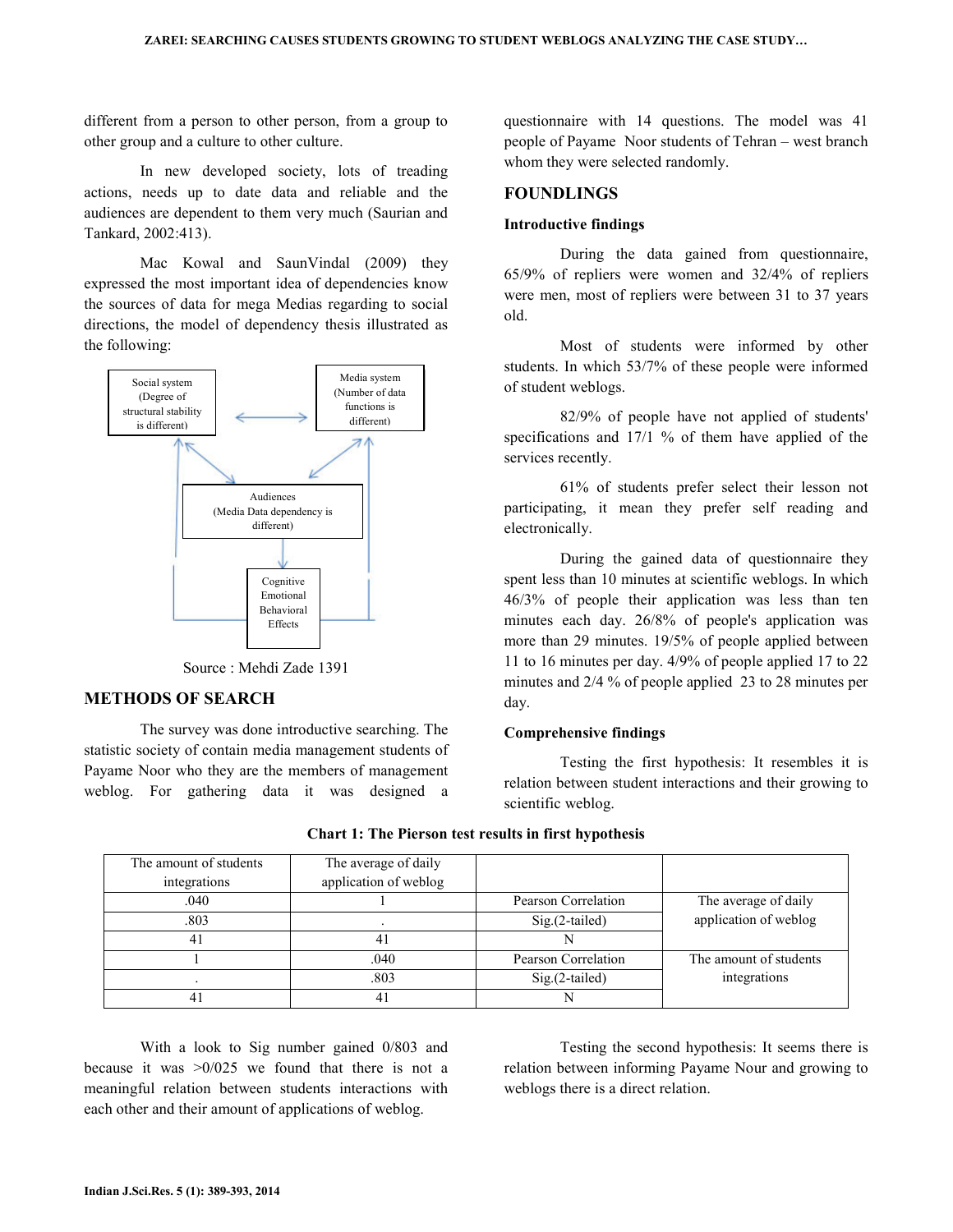different from a person to other person, from a group to other group and a culture to other culture.

In new developed society, lots of treading actions, needs up to date data and reliable and the audiences are dependent to them very much (Saurian and Tankard, 2002:413).

Mac Kowal and SaunVindal (2009) they expressed the most important idea of dependencies know the sources of data for mega Medias regarding to social directions, the model of dependency thesis illustrated as the following:

Social system (Degree of structural stability is different)

Media system (Number of data functions is different)

Audiences (Media Data dependency is different)

Cognitive Emotional Behavioral Effects

Source : Mehdi Zade 1391

## METHODS OF SEARCH

The survey was done introductive searching. The statistic society of contain media management students of Payame Noor who they are the members of management weblog. For gathering data it was designed a questionnaire with 14 questions. The model was 41 people of Payame Noor students of Tehran – west branch whom they were selected randomly.

## FOUNDLINGS

### Introductive findings

During the data gained from questionnaire, 65/9% of repliers were women and 32/4% of repliers were men, most of repliers were between 31 to 37 years old.

Most of students were informed by other students. In which 53/7% of these people were informed of student weblogs.

82/9% of people have not applied of students' specifications and 17/1 % of them have applied of the services recently.

61% of students prefer select their lesson not participating, it mean they prefer self reading and electronically.

During the gained data of questionnaire they spent less than 10 minutes at scientific weblogs. In which 46/3% of people their application was less than ten minutes each day. 26/8% of people's application was more than 29 minutes. 19/5% of people applied between 11 to 16 minutes per day. 4/9% of people applied 17 to 22 minutes and 2/4 % of people applied 23 to 28 minutes per day.

### Comprehensive findings

Testing the first hypothesis: It resembles it is relation between student interactions and their growing to scientific weblog.

**Chart 1: The Pierson test results in first hypothesis**

| The amount of students integrations | The average of daily application of weblog | | |
|---|---|---|---|
| .040 | 1 | Pearson Correlation | The average of daily application of weblog |
| .803 | . | Sig.(2-tailed) | |
| 41 | 41 | N | |
| 1 | .040 | Pearson Correlation | The amount of students integrations |
| . | .803 | Sig.(2-tailed) | |
| 41 | 41 | N | |

With a look to Sig number gained 0/803 and because it was >0/025 we found that there is not a meaningful relation between students interactions with each other and their amount of applications of weblog.

Testing the second hypothesis: It seems there is relation between informing Payame Nour and growing to weblogs there is a direct relation.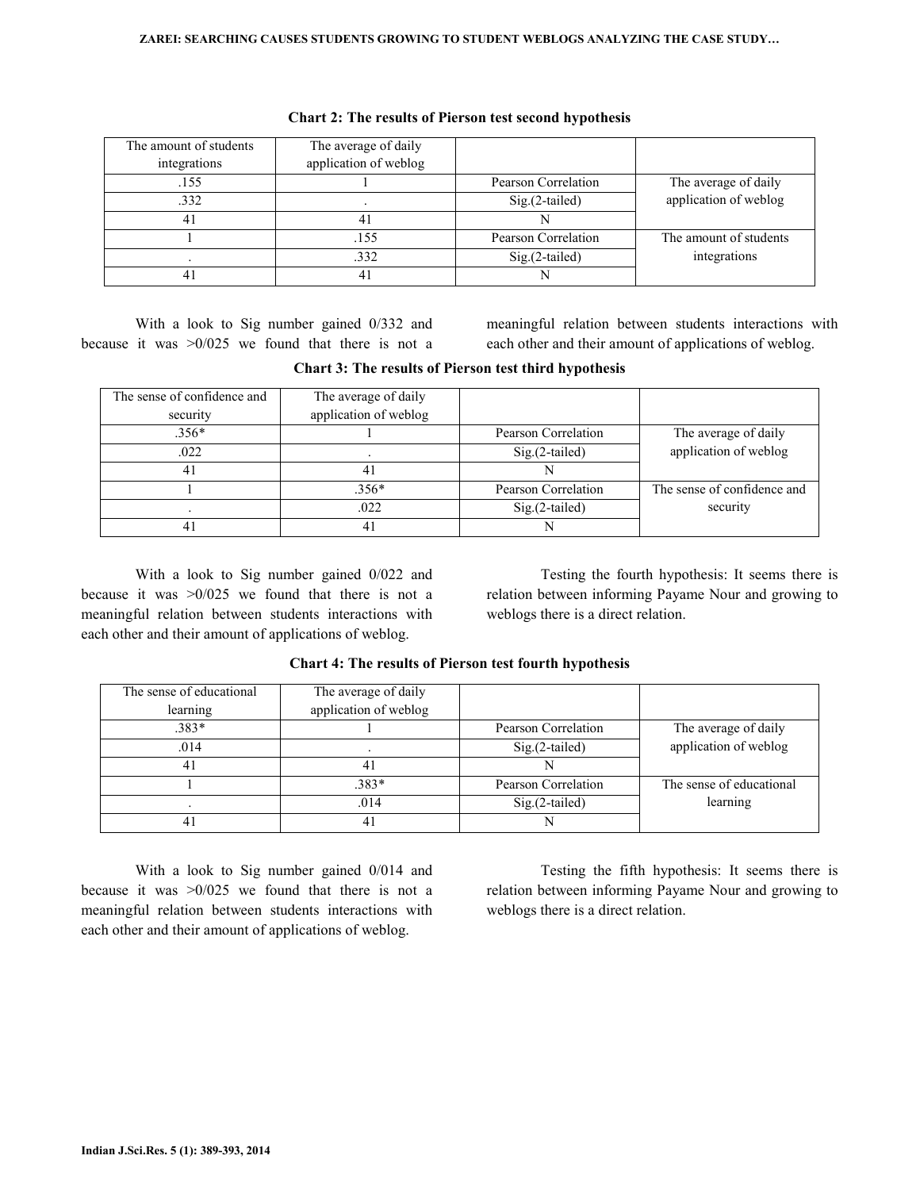**Chart 2: The results of Pierson test second hypothesis**

| The amount of students integrations | The average of daily application of weblog | | |
|---|---|---|---|
| .155 | 1 | Pearson Correlation | The average of daily application of weblog |
| .332 | . | Sig.(2-tailed) | |
| 41 | 41 | N | |
| 1 | .155 | Pearson Correlation | The amount of students integrations |
| . | .332 | Sig.(2-tailed) | |
| 41 | 41 | N | |

With a look to Sig number gained 0/332 and because it was >0/025 we found that there is not a meaningful relation between students interactions with each other and their amount of applications of weblog.

**Chart 3: The results of Pierson test third hypothesis**

| The sense of confidence and security | The average of daily application of weblog | | |
|---|---|---|---|
| .356* | 1 | Pearson Correlation | The average of daily application of weblog |
| .022 | . | Sig.(2-tailed) | |
| 41 | 41 | N | |
| 1 | .356* | Pearson Correlation | The sense of confidence and security |
| . | .022 | Sig.(2-tailed) | |
| 41 | 41 | N | |

With a look to Sig number gained 0/022 and because it was >0/025 we found that there is not a meaningful relation between students interactions with each other and their amount of applications of weblog.

Testing the fourth hypothesis: It seems there is relation between informing Payame Nour and growing to weblogs there is a direct relation.

**Chart 4: The results of Pierson test fourth hypothesis**

| The sense of educational learning | The average of daily application of weblog | | |
|---|---|---|---|
| .383* | 1 | Pearson Correlation | The average of daily application of weblog |
| .014 | . | Sig.(2-tailed) | |
| 41 | 41 | N | |
| 1 | .383* | Pearson Correlation | The sense of educational learning |
| . | .014 | Sig.(2-tailed) | |
| 41 | 41 | N | |

With a look to Sig number gained 0/014 and because it was >0/025 we found that there is not a meaningful relation between students interactions with each other and their amount of applications of weblog.

Testing the fifth hypothesis: It seems there is relation between informing Payame Nour and growing to weblogs there is a direct relation.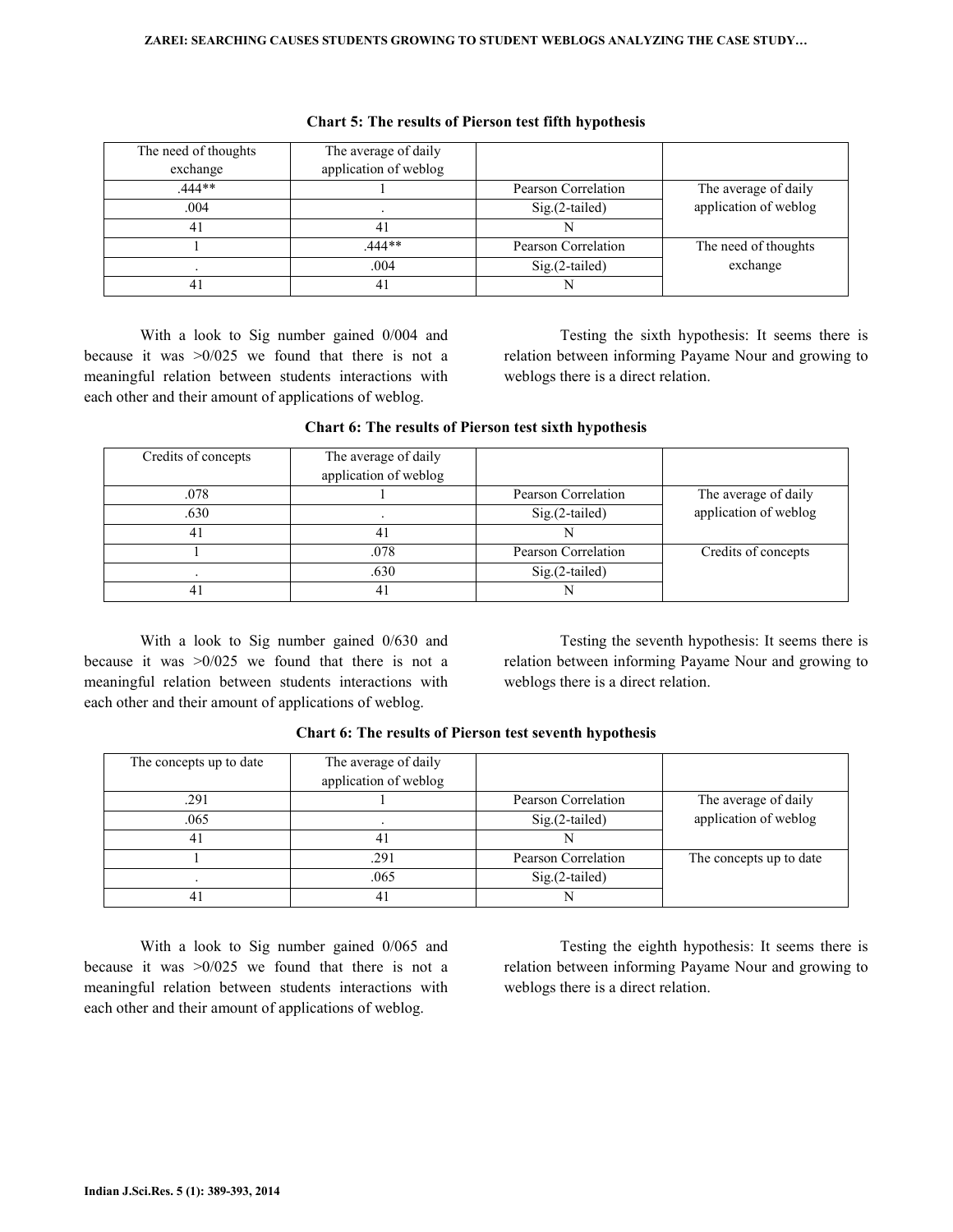**Chart 5: The results of Pierson test fifth hypothesis**

| The need of thoughts exchange | The average of daily application of weblog | | |
|---|---|---|---|
| .444** | 1 | Pearson Correlation | The average of daily application of weblog |
| .004 | . | Sig.(2-tailed) | |
| 41 | 41 | N | |
| 1 | .444** | Pearson Correlation | The need of thoughts exchange |
| . | .004 | Sig.(2-tailed) | |
| 41 | 41 | N | |

With a look to Sig number gained 0/004 and because it was >0/025 we found that there is not a meaningful relation between students interactions with each other and their amount of applications of weblog.

Testing the sixth hypothesis: It seems there is relation between informing Payame Nour and growing to weblogs there is a direct relation.

**Chart 6: The results of Pierson test sixth hypothesis**

| Credits of concepts | The average of daily application of weblog | | |
|---|---|---|---|
| .078 | 1 | Pearson Correlation | The average of daily application of weblog |
| .630 | . | Sig.(2-tailed) | |
| 41 | 41 | N | |
| 1 | .078 | Pearson Correlation | Credits of concepts |
| . | .630 | Sig.(2-tailed) | |
| 41 | 41 | N | |

With a look to Sig number gained 0/630 and because it was >0/025 we found that there is not a meaningful relation between students interactions with each other and their amount of applications of weblog.

Testing the seventh hypothesis: It seems there is relation between informing Payame Nour and growing to weblogs there is a direct relation.

**Chart 6: The results of Pierson test seventh hypothesis**

| The concepts up to date | The average of daily application of weblog | | |
|---|---|---|---|
| .291 | 1 | Pearson Correlation | The average of daily application of weblog |
| .065 | . | Sig.(2-tailed) | |
| 41 | 41 | N | |
| 1 | .291 | Pearson Correlation | The concepts up to date |
| . | .065 | Sig.(2-tailed) | |
| 41 | 41 | N | |

With a look to Sig number gained 0/065 and because it was >0/025 we found that there is not a meaningful relation between students interactions with each other and their amount of applications of weblog.

Testing the eighth hypothesis: It seems there is relation between informing Payame Nour and growing to weblogs there is a direct relation.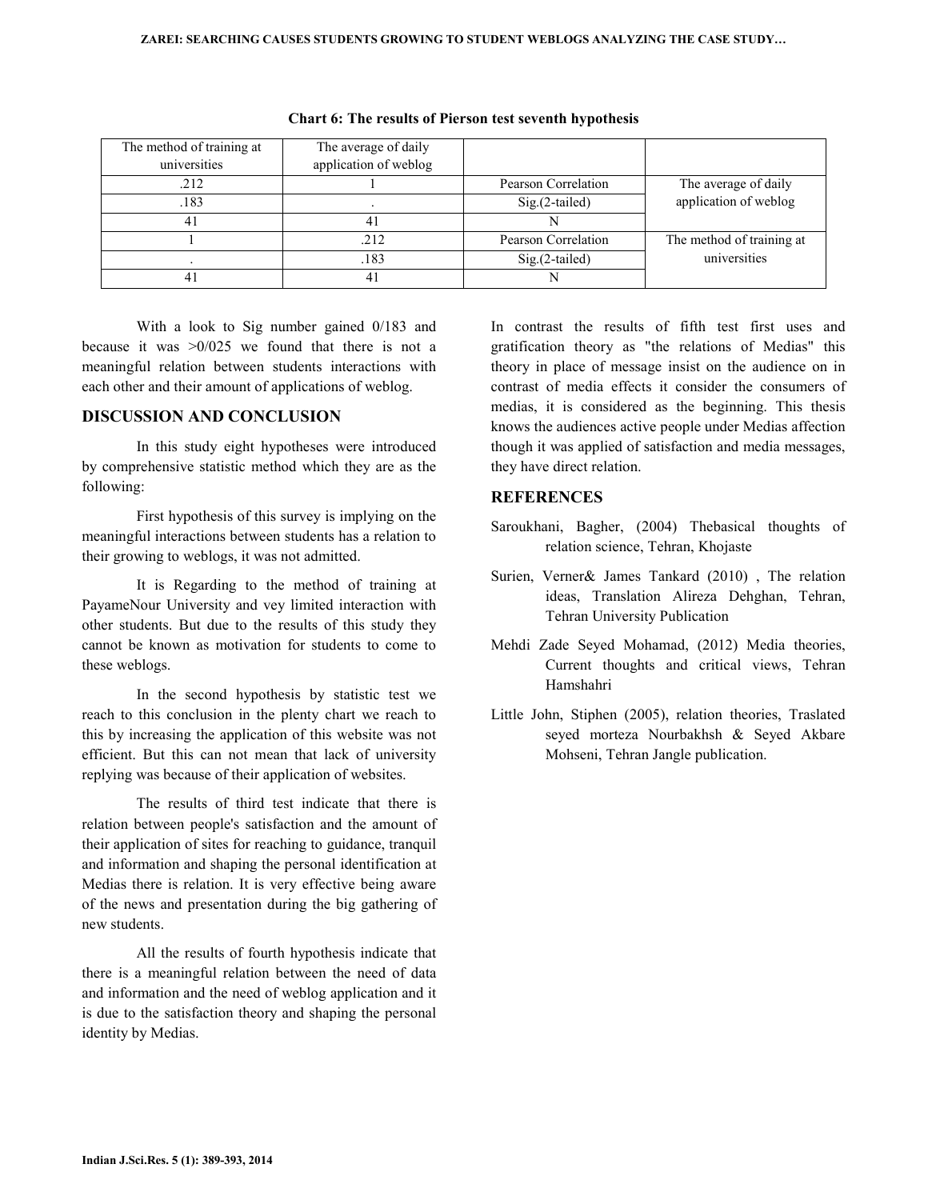**Chart 6: The results of Pierson test seventh hypothesis**

| The method of training at universities | The average of daily application of weblog | | |
|---|---|---|---|
| .212 | 1 | Pearson Correlation | The average of daily application of weblog |
| .183 | . | Sig.(2-tailed) | |
| 41 | 41 | N | |
| 1 | .212 | Pearson Correlation | The method of training at universities |
| . | .183 | Sig.(2-tailed) | |
| 41 | 41 | N | |

With a look to Sig number gained 0/183 and because it was >0/025 we found that there is not a meaningful relation between students interactions with each other and their amount of applications of weblog.

## DISCUSSION AND CONCLUSION

In this study eight hypotheses were introduced by comprehensive statistic method which they are as the following:

First hypothesis of this survey is implying on the meaningful interactions between students has a relation to their growing to weblogs, it was not admitted.

It is Regarding to the method of training at PayameNour University and vey limited interaction with other students. But due to the results of this study they cannot be known as motivation for students to come to these weblogs.

In the second hypothesis by statistic test we reach to this conclusion in the plenty chart we reach to this by increasing the application of this website was not efficient. But this can not mean that lack of university replying was because of their application of websites.

The results of third test indicate that there is relation between people's satisfaction and the amount of their application of sites for reaching to guidance, tranquil and information and shaping the personal identification at Medias there is relation. It is very effective being aware of the news and presentation during the big gathering of new students.

All the results of fourth hypothesis indicate that there is a meaningful relation between the need of data and information and the need of weblog application and it is due to the satisfaction theory and shaping the personal identity by Medias.

In contrast the results of fifth test first uses and gratification theory as "the relations of Medias" this theory in place of message insist on the audience on in contrast of media effects it consider the consumers of medias, it is considered as the beginning. This thesis knows the audiences active people under Medias affection though it was applied of satisfaction and media messages, they have direct relation.

## REFERENCES

Saroukhani, Bagher, (2004) Thebasical thoughts of relation science, Tehran, Khojaste

Surien, Verner& James Tankard (2010) , The relation ideas, Translation Alireza Dehghan, Tehran, Tehran University Publication

Mehdi Zade Seyed Mohamad, (2012) Media theories, Current thoughts and critical views, Tehran Hamshahri

Little John, Stiphen (2005), relation theories, Traslated seyed morteza Nourbakhsh & Seyed Akbare Mohseni, Tehran Jangle publication.